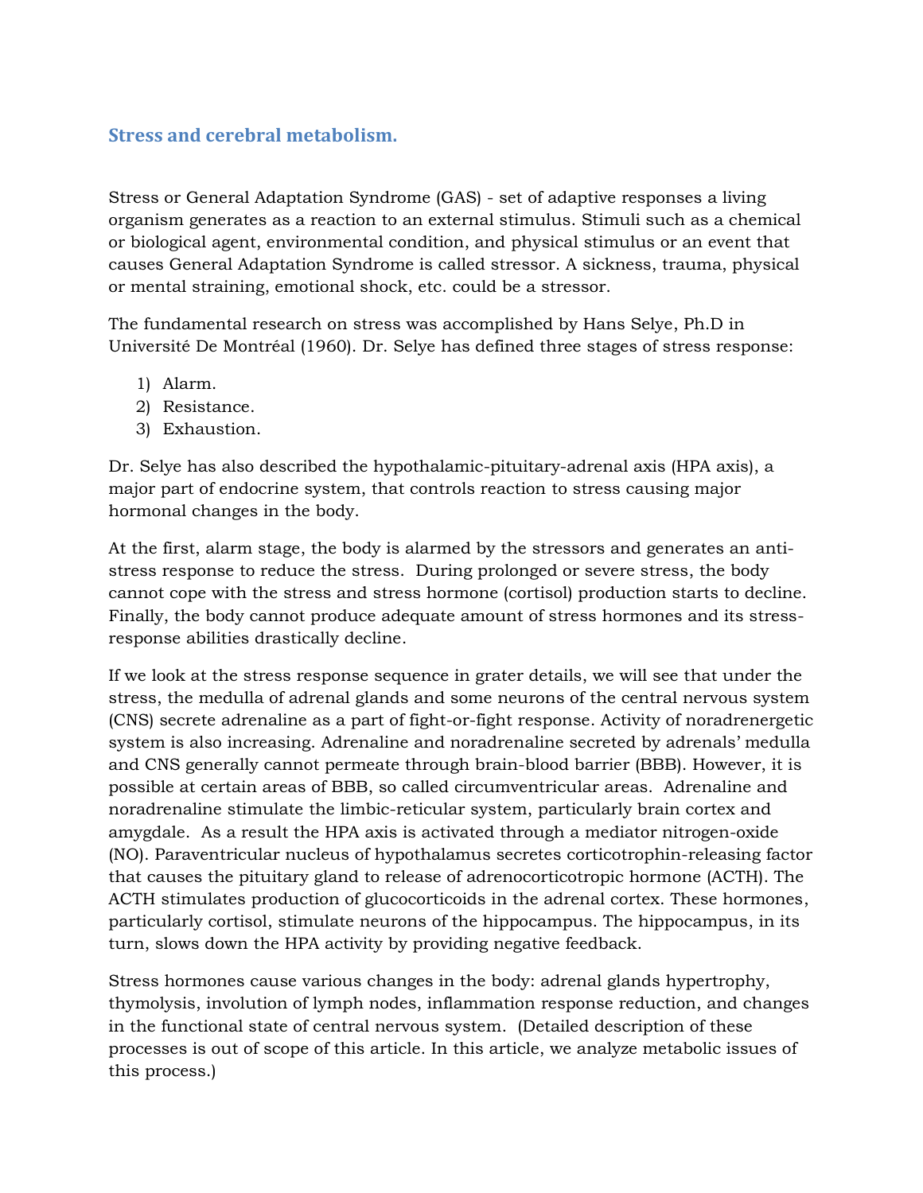## Stress and cerebral metabolism.

Stress or General Adaptation Syndrome (GAS) - set of adaptive responses a living organism generates as a reaction to an external stimulus. Stimuli such as a chemical or biological agent, environmental condition, and physical stimulus or an event that causes General Adaptation Syndrome is called stressor. A sickness, trauma, physical or mental straining, emotional shock, etc. could be a stressor.

The fundamental research on stress was accomplished by Hans Selye, Ph.D in Université De Montréal (1960). Dr. Selye has defined three stages of stress response:

1) Alarm.
2) Resistance.
3) Exhaustion.

Dr. Selye has also described the hypothalamic-pituitary-adrenal axis (HPA axis), a major part of endocrine system, that controls reaction to stress causing major hormonal changes in the body.

At the first, alarm stage, the body is alarmed by the stressors and generates an anti-stress response to reduce the stress. During prolonged or severe stress, the body cannot cope with the stress and stress hormone (cortisol) production starts to decline. Finally, the body cannot produce adequate amount of stress hormones and its stress-response abilities drastically decline.

If we look at the stress response sequence in grater details, we will see that under the stress, the medulla of adrenal glands and some neurons of the central nervous system (CNS) secrete adrenaline as a part of fight-or-fight response. Activity of noradrenergetic system is also increasing. Adrenaline and noradrenaline secreted by adrenals' medulla and CNS generally cannot permeate through brain-blood barrier (BBB). However, it is possible at certain areas of BBB, so called circumventricular areas. Adrenaline and noradrenaline stimulate the limbic-reticular system, particularly brain cortex and amygdale. As a result the HPA axis is activated through a mediator nitrogen-oxide (NO). Paraventricular nucleus of hypothalamus secretes corticotrophin-releasing factor that causes the pituitary gland to release of adrenocorticotropic hormone (ACTH). The ACTH stimulates production of glucocorticoids in the adrenal cortex. These hormones, particularly cortisol, stimulate neurons of the hippocampus. The hippocampus, in its turn, slows down the HPA activity by providing negative feedback.

Stress hormones cause various changes in the body: adrenal glands hypertrophy, thymolysis, involution of lymph nodes, inflammation response reduction, and changes in the functional state of central nervous system. (Detailed description of these processes is out of scope of this article. In this article, we analyze metabolic issues of this process.)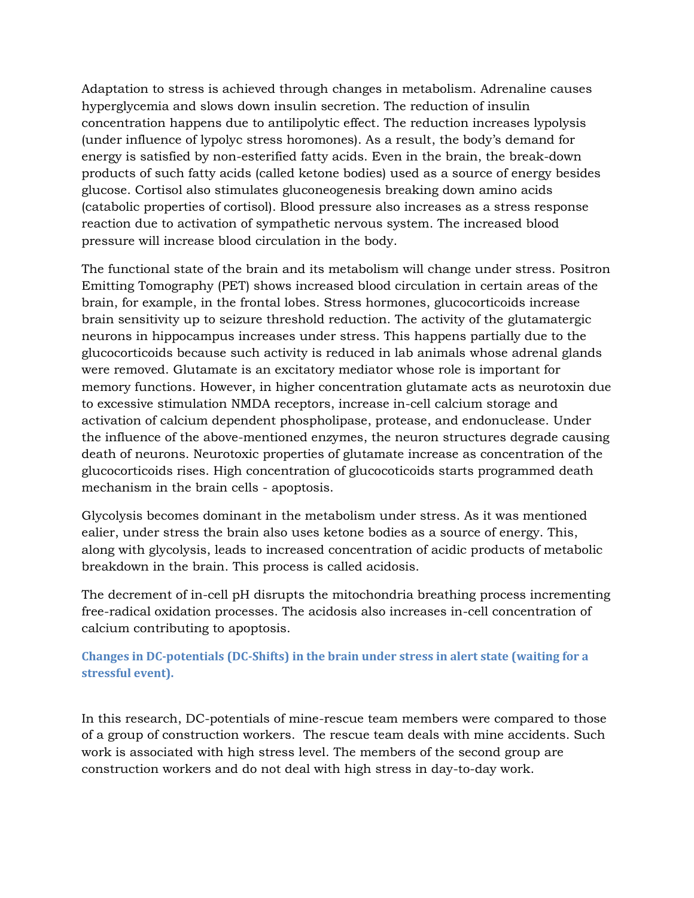Adaptation to stress is achieved through changes in metabolism. Adrenaline causes hyperglycemia and slows down insulin secretion. The reduction of insulin concentration happens due to antilipolytic effect. The reduction increases lypolysis (under influence of lypolyc stress horomones). As a result, the body's demand for energy is satisfied by non-esterified fatty acids. Even in the brain, the break-down products of such fatty acids (called ketone bodies) used as a source of energy besides glucose. Cortisol also stimulates gluconeogenesis breaking down amino acids (catabolic properties of cortisol). Blood pressure also increases as a stress response reaction due to activation of sympathetic nervous system. The increased blood pressure will increase blood circulation in the body.

The functional state of the brain and its metabolism will change under stress. Positron Emitting Tomography (PET) shows increased blood circulation in certain areas of the brain, for example, in the frontal lobes. Stress hormones, glucocorticoids increase brain sensitivity up to seizure threshold reduction. The activity of the glutamatergic neurons in hippocampus increases under stress. This happens partially due to the glucocorticoids because such activity is reduced in lab animals whose adrenal glands were removed. Glutamate is an excitatory mediator whose role is important for memory functions. However, in higher concentration glutamate acts as neurotoxin due to excessive stimulation NMDA receptors, increase in-cell calcium storage and activation of calcium dependent phospholipase, protease, and endonuclease. Under the influence of the above-mentioned enzymes, the neuron structures degrade causing death of neurons. Neurotoxic properties of glutamate increase as concentration of the glucocorticoids rises. High concentration of glucocoticoids starts programmed death mechanism in the brain cells - apoptosis.

Glycolysis becomes dominant in the metabolism under stress. As it was mentioned ealier, under stress the brain also uses ketone bodies as a source of energy. This, along with glycolysis, leads to increased concentration of acidic products of metabolic breakdown in the brain. This process is called acidosis.

The decrement of in-cell pH disrupts the mitochondria breathing process incrementing free-radical oxidation processes. The acidosis also increases in-cell concentration of calcium contributing to apoptosis.

### Changes in DC-potentials (DC-Shifts) in the brain under stress in alert state (waiting for a stressful event).

In this research, DC-potentials of mine-rescue team members were compared to those of a group of construction workers. The rescue team deals with mine accidents. Such work is associated with high stress level. The members of the second group are construction workers and do not deal with high stress in day-to-day work.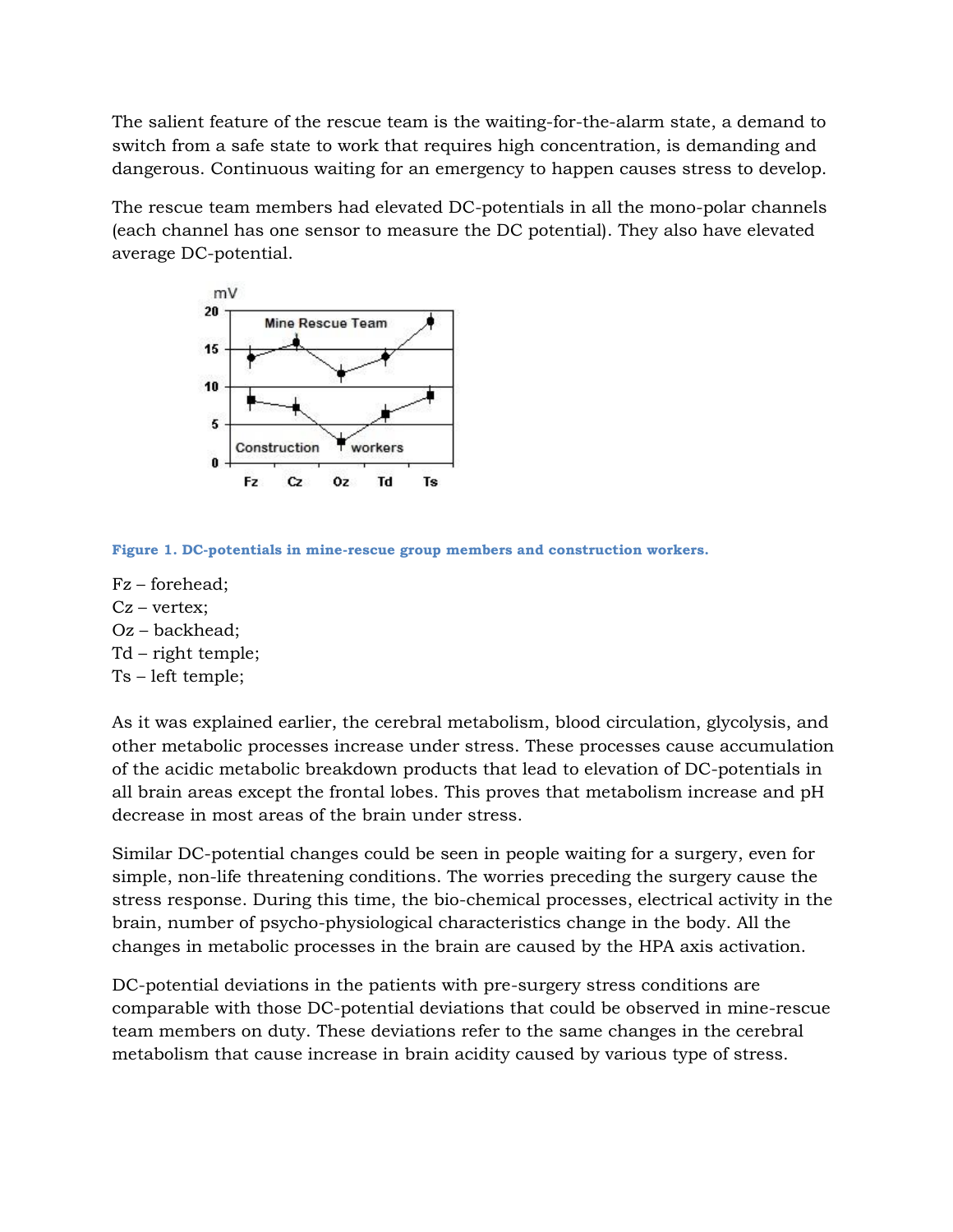The salient feature of the rescue team is the waiting-for-the-alarm state, a demand to switch from a safe state to work that requires high concentration, is demanding and dangerous. Continuous waiting for an emergency to happen causes stress to develop.

The rescue team members had elevated DC-potentials in all the mono-polar channels (each channel has one sensor to measure the DC potential). They also have elevated average DC-potential.

**Figure 1. DC-potentials in mine-rescue group members and construction workers.**

Fz – forehead;
Cz – vertex;
Oz – backhead;
Td – right temple;
Ts – left temple;

As it was explained earlier, the cerebral metabolism, blood circulation, glycolysis, and other metabolic processes increase under stress. These processes cause accumulation of the acidic metabolic breakdown products that lead to elevation of DC-potentials in all brain areas except the frontal lobes. This proves that metabolism increase and pH decrease in most areas of the brain under stress.

Similar DC-potential changes could be seen in people waiting for a surgery, even for simple, non-life threatening conditions. The worries preceding the surgery cause the stress response. During this time, the bio-chemical processes, electrical activity in the brain, number of psycho-physiological characteristics change in the body. All the changes in metabolic processes in the brain are caused by the HPA axis activation.

DC-potential deviations in the patients with pre-surgery stress conditions are comparable with those DC-potential deviations that could be observed in mine-rescue team members on duty. These deviations refer to the same changes in the cerebral metabolism that cause increase in brain acidity caused by various type of stress.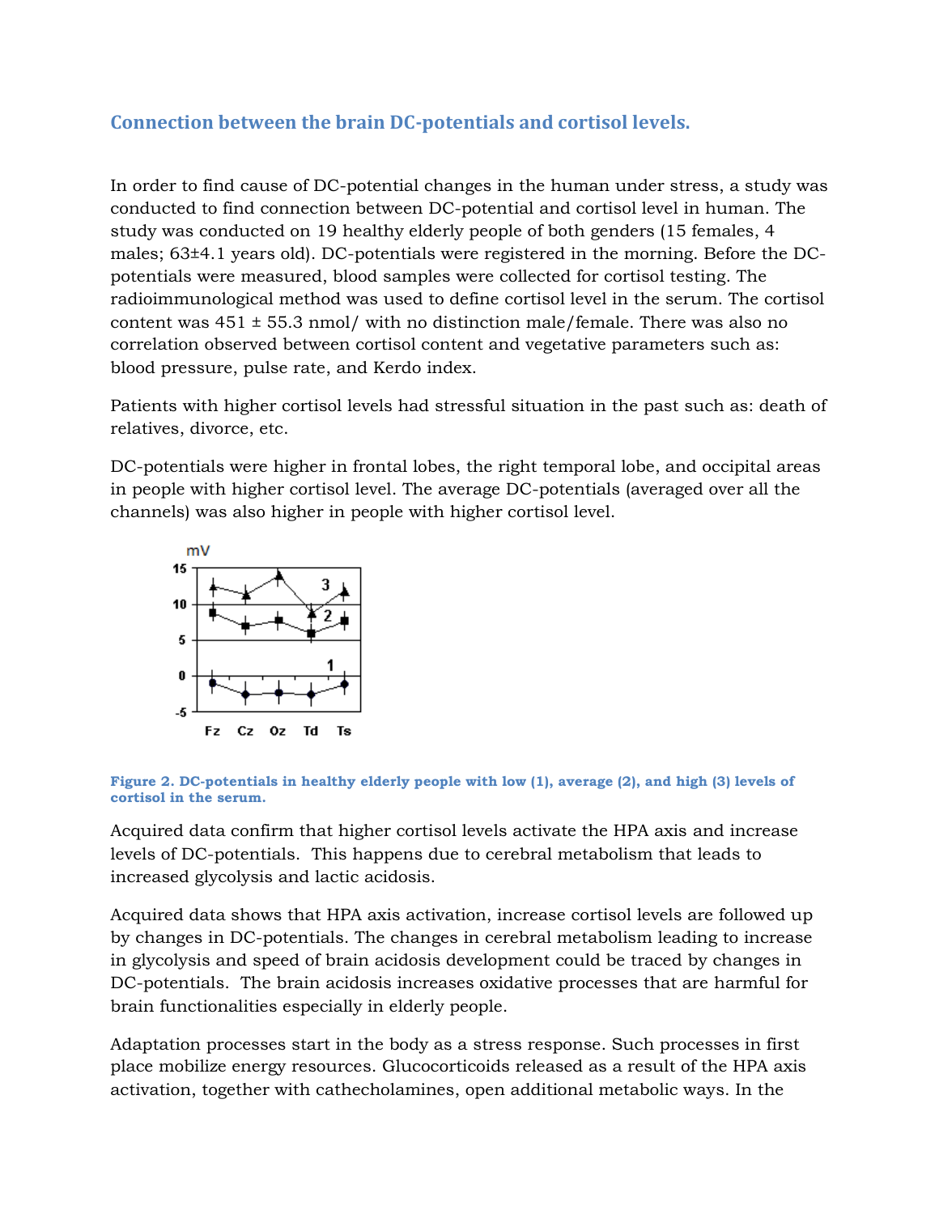## Connection between the brain DC-potentials and cortisol levels.

In order to find cause of DC-potential changes in the human under stress, a study was conducted to find connection between DC-potential and cortisol level in human. The study was conducted on 19 healthy elderly people of both genders (15 females, 4 males; 63±4.1 years old). DC-potentials were registered in the morning. Before the DC-potentials were measured, blood samples were collected for cortisol testing. The radioimmunological method was used to define cortisol level in the serum. The cortisol content was 451 ± 55.3 nmol/ with no distinction male/female. There was also no correlation observed between cortisol content and vegetative parameters such as: blood pressure, pulse rate, and Kerdo index.

Patients with higher cortisol levels had stressful situation in the past such as: death of relatives, divorce, etc.

DC-potentials were higher in frontal lobes, the right temporal lobe, and occipital areas in people with higher cortisol level. The average DC-potentials (averaged over all the channels) was also higher in people with higher cortisol level.

**Figure 2. DC-potentials in healthy elderly people with low (1), average (2), and high (3) levels of cortisol in the serum.**

Acquired data confirm that higher cortisol levels activate the HPA axis and increase levels of DC-potentials. This happens due to cerebral metabolism that leads to increased glycolysis and lactic acidosis.

Acquired data shows that HPA axis activation, increase cortisol levels are followed up by changes in DC-potentials. The changes in cerebral metabolism leading to increase in glycolysis and speed of brain acidosis development could be traced by changes in DC-potentials. The brain acidosis increases oxidative processes that are harmful for brain functionalities especially in elderly people.

Adaptation processes start in the body as a stress response. Such processes in first place mobilize energy resources. Glucocorticoids released as a result of the HPA axis activation, together with cathecholamines, open additional metabolic ways. In the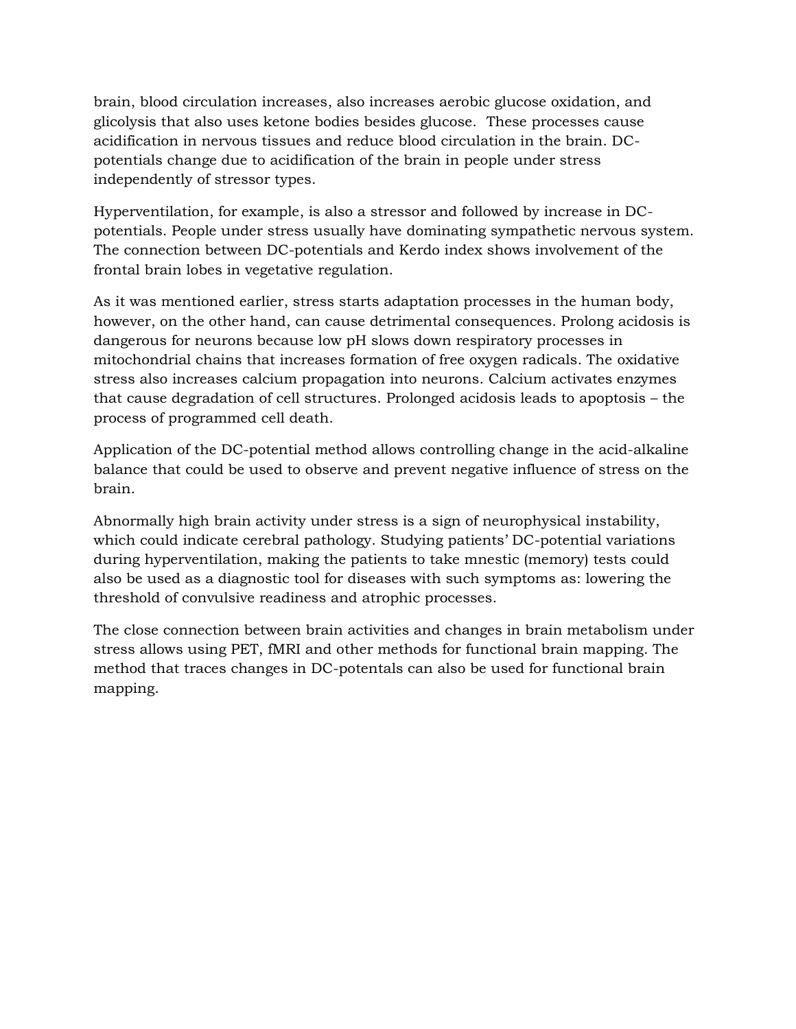brain, blood circulation increases, also increases aerobic glucose oxidation, and glicolysis that also uses ketone bodies besides glucose. These processes cause acidification in nervous tissues and reduce blood circulation in the brain. DC-potentials change due to acidification of the brain in people under stress independently of stressor types.

Hyperventilation, for example, is also a stressor and followed by increase in DC-potentials. People under stress usually have dominating sympathetic nervous system. The connection between DC-potentials and Kerdo index shows involvement of the frontal brain lobes in vegetative regulation.

As it was mentioned earlier, stress starts adaptation processes in the human body, however, on the other hand, can cause detrimental consequences. Prolong acidosis is dangerous for neurons because low pH slows down respiratory processes in mitochondrial chains that increases formation of free oxygen radicals. The oxidative stress also increases calcium propagation into neurons. Calcium activates enzymes that cause degradation of cell structures. Prolonged acidosis leads to apoptosis – the process of programmed cell death.

Application of the DC-potential method allows controlling change in the acid-alkaline balance that could be used to observe and prevent negative influence of stress on the brain.

Abnormally high brain activity under stress is a sign of neurophysical instability, which could indicate cerebral pathology. Studying patients' DC-potential variations during hyperventilation, making the patients to take mnestic (memory) tests could also be used as a diagnostic tool for diseases with such symptoms as: lowering the threshold of convulsive readiness and atrophic processes.

The close connection between brain activities and changes in brain metabolism under stress allows using PET, fMRI and other methods for functional brain mapping. The method that traces changes in DC-potentals can also be used for functional brain mapping.